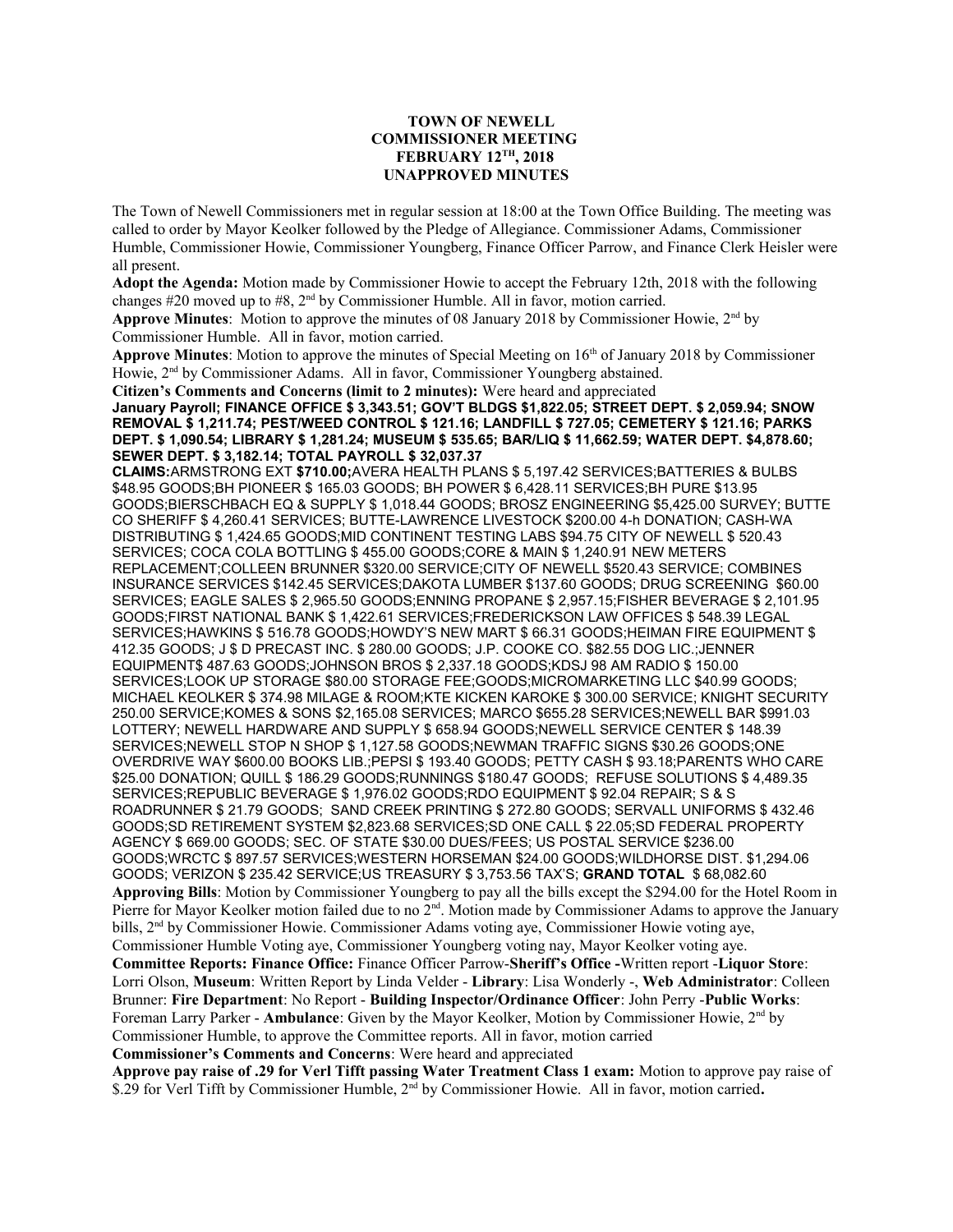**TOWN OF NEWELL**
**COMMISSIONER MEETING**
**FEBRUARY 12TH, 2018**
**UNAPPROVED MINUTES**

The Town of Newell Commissioners met in regular session at 18:00 at the Town Office Building. The meeting was called to order by Mayor Keolker followed by the Pledge of Allegiance. Commissioner Adams, Commissioner Humble, Commissioner Howie, Commissioner Youngberg, Finance Officer Parrow, and Finance Clerk Heisler were all present.

**Adopt the Agenda:** Motion made by Commissioner Howie to accept the February 12th, 2018 with the following changes #20 moved up to #8, 2nd by Commissioner Humble. All in favor, motion carried.

**Approve Minutes**: Motion to approve the minutes of 08 January 2018 by Commissioner Howie, 2nd by Commissioner Humble. All in favor, motion carried.

**Approve Minutes**: Motion to approve the minutes of Special Meeting on 16th of January 2018 by Commissioner Howie, 2nd by Commissioner Adams. All in favor, Commissioner Youngberg abstained.

**Citizen's Comments and Concerns (limit to 2 minutes):** Were heard and appreciated

**January Payroll; FINANCE OFFICE $ 3,343.51; GOV'T BLDGS $1,822.05; STREET DEPT. $ 2,059.94; SNOW REMOVAL $ 1,211.74; PEST/WEED CONTROL $ 121.16; LANDFILL $ 727.05; CEMETERY $ 121.16; PARKS DEPT. $ 1,090.54; LIBRARY $ 1,281.24; MUSEUM $ 535.65; BAR/LIQ $ 11,662.59; WATER DEPT. $4,878.60; SEWER DEPT. $ 3,182.14; TOTAL PAYROLL $ 32,037.37**

**CLAIMS:**ARMSTRONG EXT **$710.00;**AVERA HEALTH PLANS $ 5,197.42 SERVICES;BATTERIES & BULBS $48.95 GOODS;BH PIONEER $ 165.03 GOODS; BH POWER $ 6,428.11 SERVICES;BH PURE $13.95 GOODS;BIERSCHBACH EQ & SUPPLY $ 1,018.44 GOODS; BROSZ ENGINEERING $5,425.00 SURVEY; BUTTE CO SHERIFF $ 4,260.41 SERVICES; BUTTE-LAWRENCE LIVESTOCK $200.00 4-h DONATION; CASH-WA DISTRIBUTING $ 1,424.65 GOODS;MID CONTINENT TESTING LABS $94.75 CITY OF NEWELL $ 520.43 SERVICES; COCA COLA BOTTLING $ 455.00 GOODS;CORE & MAIN $ 1,240.91 NEW METERS REPLACEMENT;COLLEEN BRUNNER $320.00 SERVICE;CITY OF NEWELL $520.43 SERVICE; COMBINES INSURANCE SERVICES $142.45 SERVICES;DAKOTA LUMBER $137.60 GOODS; DRUG SCREENING $60.00 SERVICES; EAGLE SALES $ 2,965.50 GOODS;ENNING PROPANE $ 2,957.15;FISHER BEVERAGE $ 2,101.95 GOODS;FIRST NATIONAL BANK $ 1,422.61 SERVICES;FREDERICKSON LAW OFFICES $ 548.39 LEGAL SERVICES;HAWKINS $ 516.78 GOODS;HOWDY'S NEW MART $ 66.31 GOODS;HEIMAN FIRE EQUIPMENT $ 412.35 GOODS; J $ D PRECAST INC. $ 280.00 GOODS; J.P. COOKE CO. $82.55 DOG LIC.;JENNER EQUIPMENT$ 487.63 GOODS;JOHNSON BROS $ 2,337.18 GOODS;KDSJ 98 AM RADIO $ 150.00 SERVICES;LOOK UP STORAGE $80.00 STORAGE FEE;GOODS;MICROMARKETING LLC $40.99 GOODS; MICHAEL KEOLKER $ 374.98 MILAGE & ROOM;KTE KICKEN KAROKE $ 300.00 SERVICE; KNIGHT SECURITY 250.00 SERVICE;KOMES & SONS $2,165.08 SERVICES; MARCO $655.28 SERVICES;NEWELL BAR $991.03 LOTTERY; NEWELL HARDWARE AND SUPPLY $ 658.94 GOODS;NEWELL SERVICE CENTER $ 148.39 SERVICES;NEWELL STOP N SHOP $ 1,127.58 GOODS;NEWMAN TRAFFIC SIGNS $30.26 GOODS;ONE OVERDRIVE WAY $600.00 BOOKS LIB.;PEPSI $ 193.40 GOODS; PETTY CASH $ 93.18;PARENTS WHO CARE $25.00 DONATION; QUILL $ 186.29 GOODS;RUNNINGS $180.47 GOODS; REFUSE SOLUTIONS $ 4,489.35 SERVICES;REPUBLIC BEVERAGE $ 1,976.02 GOODS;RDO EQUIPMENT $ 92.04 REPAIR; S & S ROADRUNNER $ 21.79 GOODS; SAND CREEK PRINTING $ 272.80 GOODS; SERVALL UNIFORMS $ 432.46 GOODS;SD RETIREMENT SYSTEM $2,823.68 SERVICES;SD ONE CALL $ 22.05;SD FEDERAL PROPERTY AGENCY $ 669.00 GOODS; SEC. OF STATE $30.00 DUES/FEES; US POSTAL SERVICE $236.00 GOODS;WRCTC $ 897.57 SERVICES;WESTERN HORSEMAN $24.00 GOODS;WILDHORSE DIST. $1,294.06 GOODS; VERIZON $ 235.42 SERVICE;US TREASURY $ 3,753.56 TAX'S; **GRAND TOTAL** $ 68,082.60

**Approving Bills**: Motion by Commissioner Youngberg to pay all the bills except the $294.00 for the Hotel Room in Pierre for Mayor Keolker motion failed due to no 2nd. Motion made by Commissioner Adams to approve the January bills, 2nd by Commissioner Howie. Commissioner Adams voting aye, Commissioner Howie voting aye, Commissioner Humble Voting aye, Commissioner Youngberg voting nay, Mayor Keolker voting aye.

**Committee Reports: Finance Office:** Finance Officer Parrow-**Sheriff's Office -**Written report -**Liquor Store**: Lorri Olson, **Museum**: Written Report by Linda Velder - **Library**: Lisa Wonderly -, **Web Administrator**: Colleen Brunner: **Fire Department**: No Report - **Building Inspector/Ordinance Officer**: John Perry -**Public Works**: Foreman Larry Parker - **Ambulance**: Given by the Mayor Keolker, Motion by Commissioner Howie, 2nd by Commissioner Humble, to approve the Committee reports. All in favor, motion carried

**Commissioner's Comments and Concerns**: Were heard and appreciated

**Approve pay raise of .29 for Verl Tifft passing Water Treatment Class 1 exam:** Motion to approve pay raise of $.29 for Verl Tifft by Commissioner Humble, 2nd by Commissioner Howie. All in favor, motion carried**.**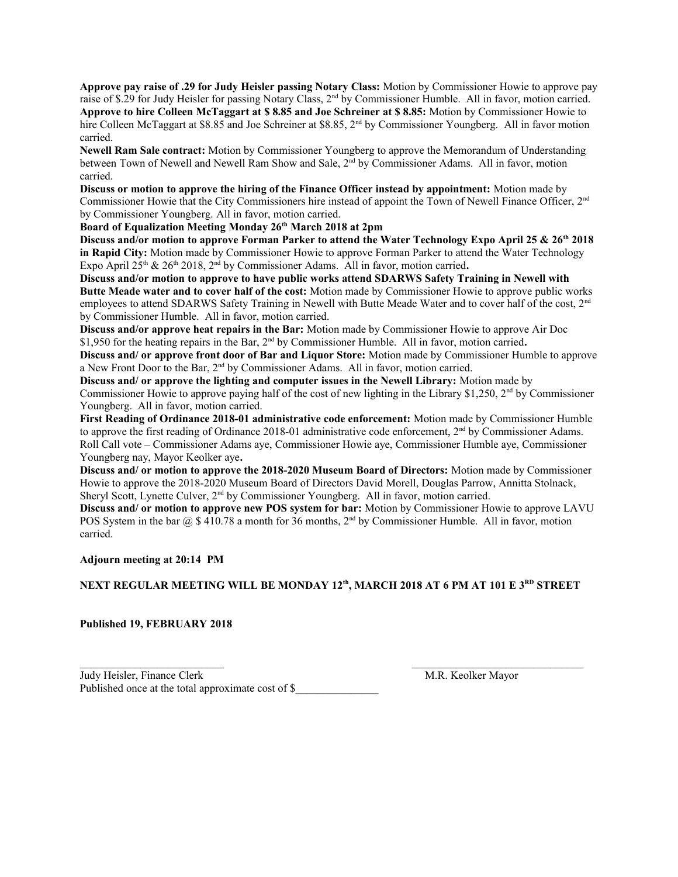**Approve pay raise of .29 for Judy Heisler passing Notary Class:** Motion by Commissioner Howie to approve pay raise of $.29 for Judy Heisler for passing Notary Class, 2nd by Commissioner Humble. All in favor, motion carried.

**Approve to hire Colleen McTaggart at $ 8.85 and Joe Schreiner at $ 8.85:** Motion by Commissioner Howie to hire Colleen McTaggart at $8.85 and Joe Schreiner at $8.85, 2nd by Commissioner Youngberg. All in favor motion carried.

**Newell Ram Sale contract:** Motion by Commissioner Youngberg to approve the Memorandum of Understanding between Town of Newell and Newell Ram Show and Sale, 2nd by Commissioner Adams. All in favor, motion carried.

**Discuss or motion to approve the hiring of the Finance Officer instead by appointment:** Motion made by Commissioner Howie that the City Commissioners hire instead of appoint the Town of Newell Finance Officer, 2nd by Commissioner Youngberg. All in favor, motion carried.

**Board of Equalization Meeting Monday 26th March 2018 at 2pm**

**Discuss and/or motion to approve Forman Parker to attend the Water Technology Expo April 25 & 26th 2018 in Rapid City:** Motion made by Commissioner Howie to approve Forman Parker to attend the Water Technology Expo April 25th & 26th 2018, 2nd by Commissioner Adams. All in favor, motion carried**.**

**Discuss and/or motion to approve to have public works attend SDARWS Safety Training in Newell with Butte Meade water and to cover half of the cost:** Motion made by Commissioner Howie to approve public works employees to attend SDARWS Safety Training in Newell with Butte Meade Water and to cover half of the cost, 2nd by Commissioner Humble. All in favor, motion carried.

**Discuss and/or approve heat repairs in the Bar:** Motion made by Commissioner Howie to approve Air Doc $1,950 for the heating repairs in the Bar, 2nd by Commissioner Humble. All in favor, motion carried**.**

**Discuss and/ or approve front door of Bar and Liquor Store:** Motion made by Commissioner Humble to approve a New Front Door to the Bar, 2nd by Commissioner Adams. All in favor, motion carried.

**Discuss and/ or approve the lighting and computer issues in the Newell Library:** Motion made by Commissioner Howie to approve paying half of the cost of new lighting in the Library $1,250, 2nd by Commissioner Youngberg. All in favor, motion carried.

**First Reading of Ordinance 2018-01 administrative code enforcement:** Motion made by Commissioner Humble to approve the first reading of Ordinance 2018-01 administrative code enforcement, 2nd by Commissioner Adams. Roll Call vote – Commissioner Adams aye, Commissioner Howie aye, Commissioner Humble aye, Commissioner Youngberg nay, Mayor Keolker aye**.**

**Discuss and/ or motion to approve the 2018-2020 Museum Board of Directors:** Motion made by Commissioner Howie to approve the 2018-2020 Museum Board of Directors David Morell, Douglas Parrow, Annitta Stolnack, Sheryl Scott, Lynette Culver, 2nd by Commissioner Youngberg. All in favor, motion carried.

**Discuss and/ or motion to approve new POS system for bar:** Motion by Commissioner Howie to approve LAVU POS System in the bar @ $ 410.78 a month for 36 months, 2nd by Commissioner Humble. All in favor, motion carried.

**Adjourn meeting at 20:14 PM**

**NEXT REGULAR MEETING WILL BE MONDAY 12th, MARCH 2018 AT 6 PM AT 101 E 3RD STREET**

**Published 19, FEBRUARY 2018**

___________________________ ______________________________

Judy Heisler, Finance Clerk M.R. Keolker Mayor

Published once at the total approximate cost of $_______________